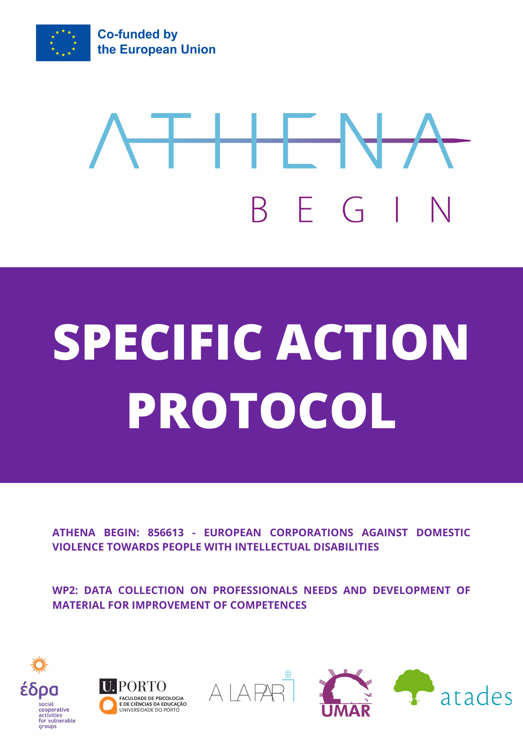Co-funded by the European Union

# ATHENA

BEGIN

# SPECIFIC ACTION PROTOCOL

**ATHENA BEGIN: 856613 - EUROPEAN CORPORATIONS AGAINST DOMESTIC VIOLENCE TOWARDS PEOPLE WITH INTELLECTUAL DISABILITIES**

**WP2: DATA COLLECTION ON PROFESSIONALS NEEDS AND DEVELOPMENT OF MATERIAL FOR IMPROVEMENT OF COMPETENCES**

έδρα social cooperative activities for vulnerable groups

U.PORTO FACULDADE DE PSICOLOGIA E DE CIÊNCIAS DA EDUCAÇÃO UNIVERSIDADE DO PORTO

A LA PAR

UMAR

atades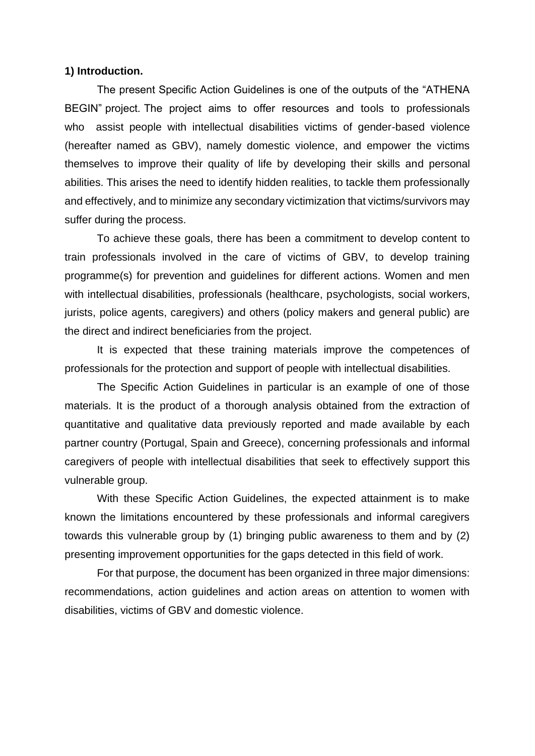**1) Introduction.**

The present Specific Action Guidelines is one of the outputs of the "ATHENA BEGIN" project. The project aims to offer resources and tools to professionals who assist people with intellectual disabilities victims of gender-based violence (hereafter named as GBV), namely domestic violence, and empower the victims themselves to improve their quality of life by developing their skills and personal abilities. This arises the need to identify hidden realities, to tackle them professionally and effectively, and to minimize any secondary victimization that victims/survivors may suffer during the process.

To achieve these goals, there has been a commitment to develop content to train professionals involved in the care of victims of GBV, to develop training programme(s) for prevention and guidelines for different actions. Women and men with intellectual disabilities, professionals (healthcare, psychologists, social workers, jurists, police agents, caregivers) and others (policy makers and general public) are the direct and indirect beneficiaries from the project.

It is expected that these training materials improve the competences of professionals for the protection and support of people with intellectual disabilities.

The Specific Action Guidelines in particular is an example of one of those materials. It is the product of a thorough analysis obtained from the extraction of quantitative and qualitative data previously reported and made available by each partner country (Portugal, Spain and Greece), concerning professionals and informal caregivers of people with intellectual disabilities that seek to effectively support this vulnerable group.

With these Specific Action Guidelines, the expected attainment is to make known the limitations encountered by these professionals and informal caregivers towards this vulnerable group by (1) bringing public awareness to them and by (2) presenting improvement opportunities for the gaps detected in this field of work.

For that purpose, the document has been organized in three major dimensions: recommendations, action guidelines and action areas on attention to women with disabilities, victims of GBV and domestic violence.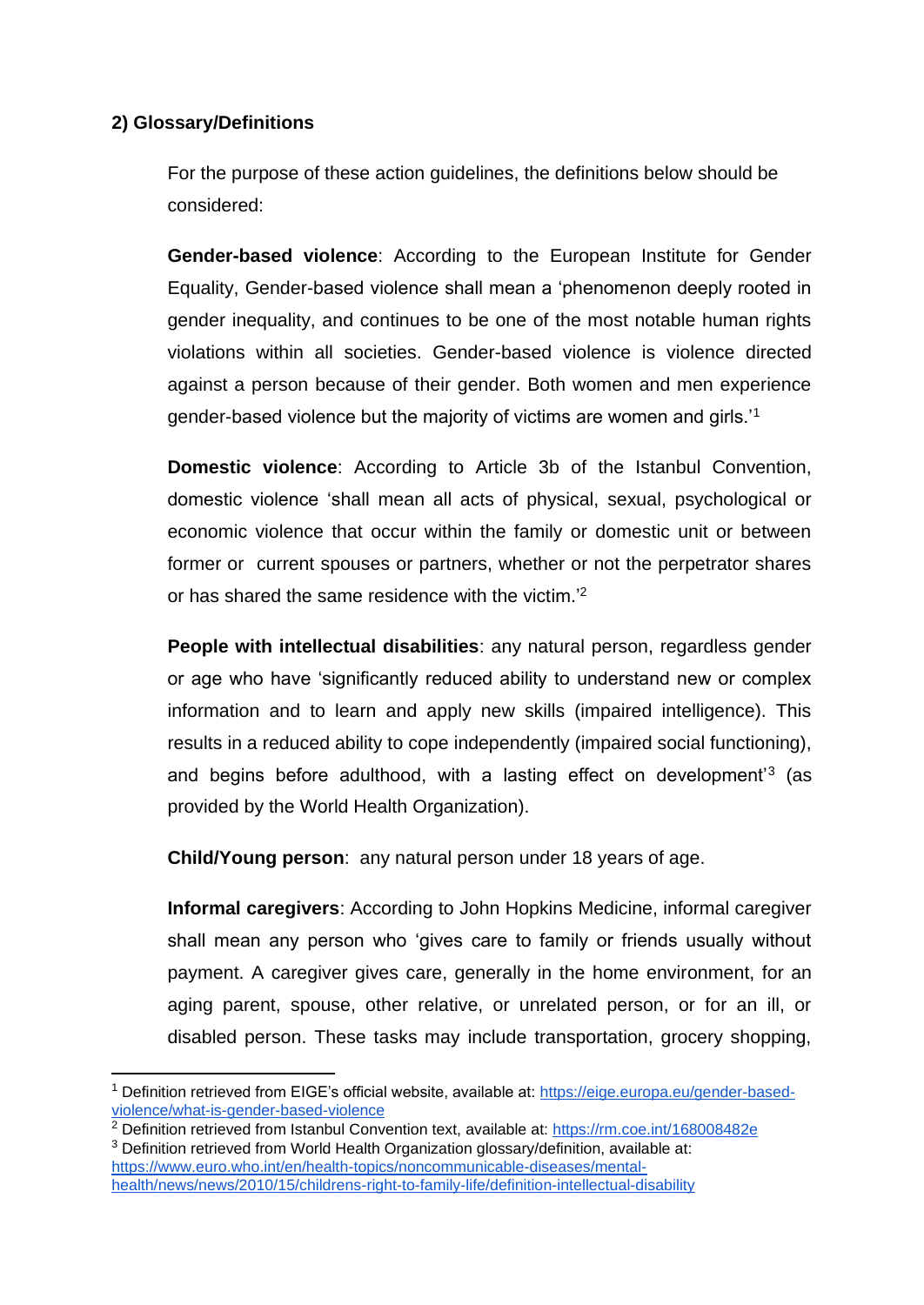## 2) Glossary/Definitions

For the purpose of these action guidelines, the definitions below should be considered:

**Gender-based violence**: According to the European Institute for Gender Equality, Gender-based violence shall mean a 'phenomenon deeply rooted in gender inequality, and continues to be one of the most notable human rights violations within all societies. Gender-based violence is violence directed against a person because of their gender. Both women and men experience gender-based violence but the majority of victims are women and girls.'[1]

**Domestic violence**: According to Article 3b of the Istanbul Convention, domestic violence 'shall mean all acts of physical, sexual, psychological or economic violence that occur within the family or domestic unit or between former or current spouses or partners, whether or not the perpetrator shares or has shared the same residence with the victim.'[2]

**People with intellectual disabilities**: any natural person, regardless gender or age who have 'significantly reduced ability to understand new or complex information and to learn and apply new skills (impaired intelligence). This results in a reduced ability to cope independently (impaired social functioning), and begins before adulthood, with a lasting effect on development'[3] (as provided by the World Health Organization).

**Child/Young person**: any natural person under 18 years of age.

**Informal caregivers**: According to John Hopkins Medicine, informal caregiver shall mean any person who 'gives care to family or friends usually without payment. A caregiver gives care, generally in the home environment, for an aging parent, spouse, other relative, or unrelated person, or for an ill, or disabled person. These tasks may include transportation, grocery shopping,

---

[1] Definition retrieved from EIGE's official website, available at: https://eige.europa.eu/gender-based-violence/what-is-gender-based-violence

[2] Definition retrieved from Istanbul Convention text, available at: https://rm.coe.int/168008482e

[3] Definition retrieved from World Health Organization glossary/definition, available at: https://www.euro.who.int/en/health-topics/noncommunicable-diseases/mental-health/news/news/2010/15/childrens-right-to-family-life/definition-intellectual-disability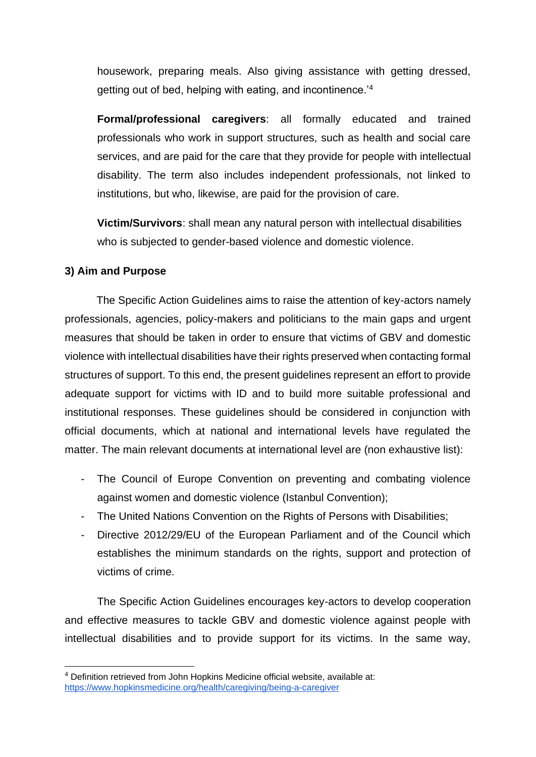housework, preparing meals. Also giving assistance with getting dressed, getting out of bed, helping with eating, and incontinence.'[4]

**Formal/professional caregivers**: all formally educated and trained professionals who work in support structures, such as health and social care services, and are paid for the care that they provide for people with intellectual disability. The term also includes independent professionals, not linked to institutions, but who, likewise, are paid for the provision of care.

**Victim/Survivors**: shall mean any natural person with intellectual disabilities who is subjected to gender-based violence and domestic violence.

### 3) Aim and Purpose

The Specific Action Guidelines aims to raise the attention of key-actors namely professionals, agencies, policy-makers and politicians to the main gaps and urgent measures that should be taken in order to ensure that victims of GBV and domestic violence with intellectual disabilities have their rights preserved when contacting formal structures of support. To this end, the present guidelines represent an effort to provide adequate support for victims with ID and to build more suitable professional and institutional responses. These guidelines should be considered in conjunction with official documents, which at national and international levels have regulated the matter. The main relevant documents at international level are (non exhaustive list):

- The Council of Europe Convention on preventing and combating violence against women and domestic violence (Istanbul Convention);
- The United Nations Convention on the Rights of Persons with Disabilities;
- Directive 2012/29/EU of the European Parliament and of the Council which establishes the minimum standards on the rights, support and protection of victims of crime.

The Specific Action Guidelines encourages key-actors to develop cooperation and effective measures to tackle GBV and domestic violence against people with intellectual disabilities and to provide support for its victims. In the same way,

[4] Definition retrieved from John Hopkins Medicine official website, available at: https://www.hopkinsmedicine.org/health/caregiving/being-a-caregiver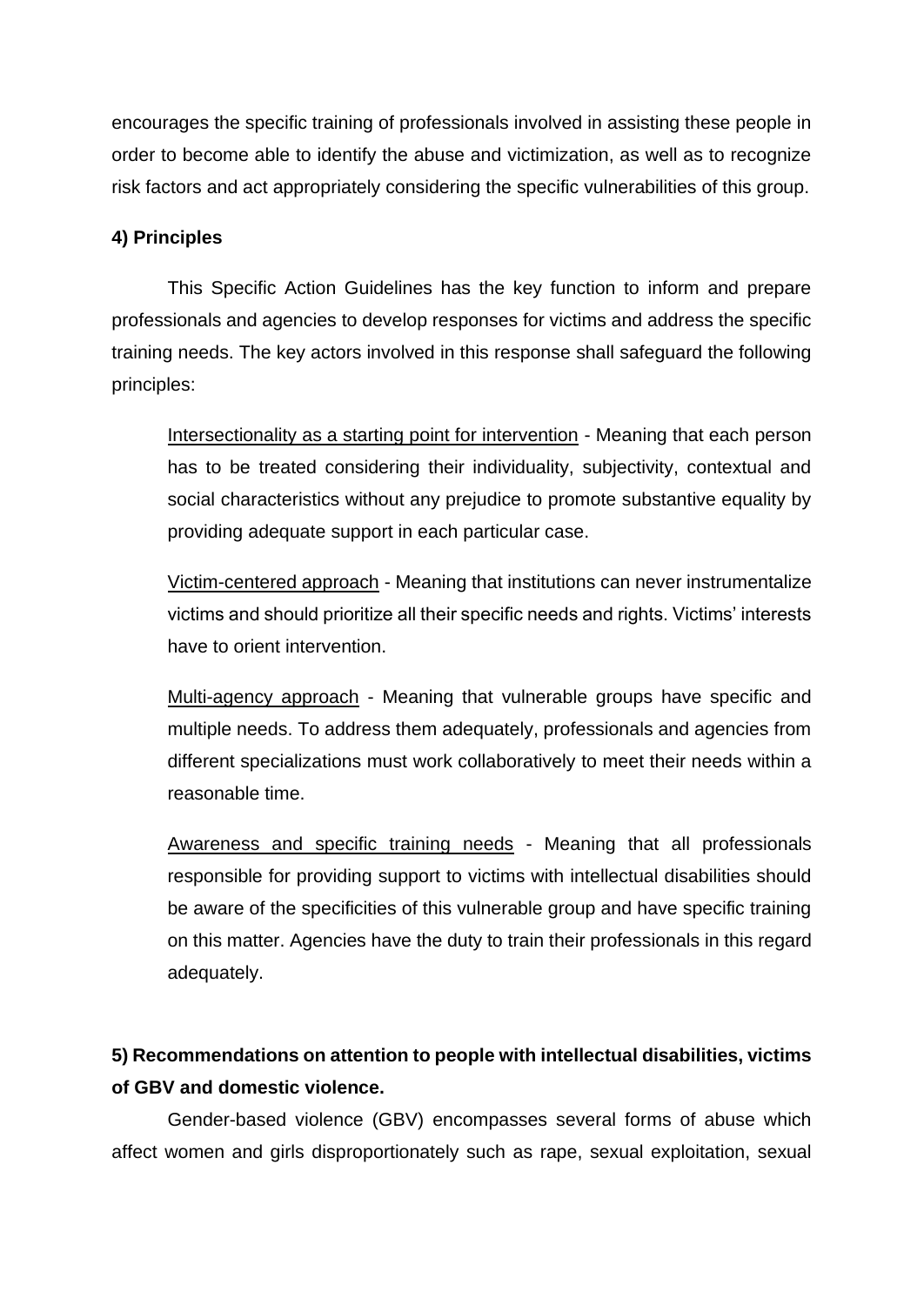encourages the specific training of professionals involved in assisting these people in order to become able to identify the abuse and victimization, as well as to recognize risk factors and act appropriately considering the specific vulnerabilities of this group.

#### 4) Principles

This Specific Action Guidelines has the key function to inform and prepare professionals and agencies to develop responses for victims and address the specific training needs. The key actors involved in this response shall safeguard the following principles:

<u>Intersectionality as a starting point for intervention</u> - Meaning that each person has to be treated considering their individuality, subjectivity, contextual and social characteristics without any prejudice to promote substantive equality by providing adequate support in each particular case.

<u>Victim-centered approach</u> - Meaning that institutions can never instrumentalize victims and should prioritize all their specific needs and rights. Victims' interests have to orient intervention.

<u>Multi-agency approach</u> - Meaning that vulnerable groups have specific and multiple needs. To address them adequately, professionals and agencies from different specializations must work collaboratively to meet their needs within a reasonable time.

<u>Awareness and specific training needs</u> - Meaning that all professionals responsible for providing support to victims with intellectual disabilities should be aware of the specificities of this vulnerable group and have specific training on this matter. Agencies have the duty to train their professionals in this regard adequately.

#### 5) Recommendations on attention to people with intellectual disabilities, victims of GBV and domestic violence.

Gender-based violence (GBV) encompasses several forms of abuse which affect women and girls disproportionately such as rape, sexual exploitation, sexual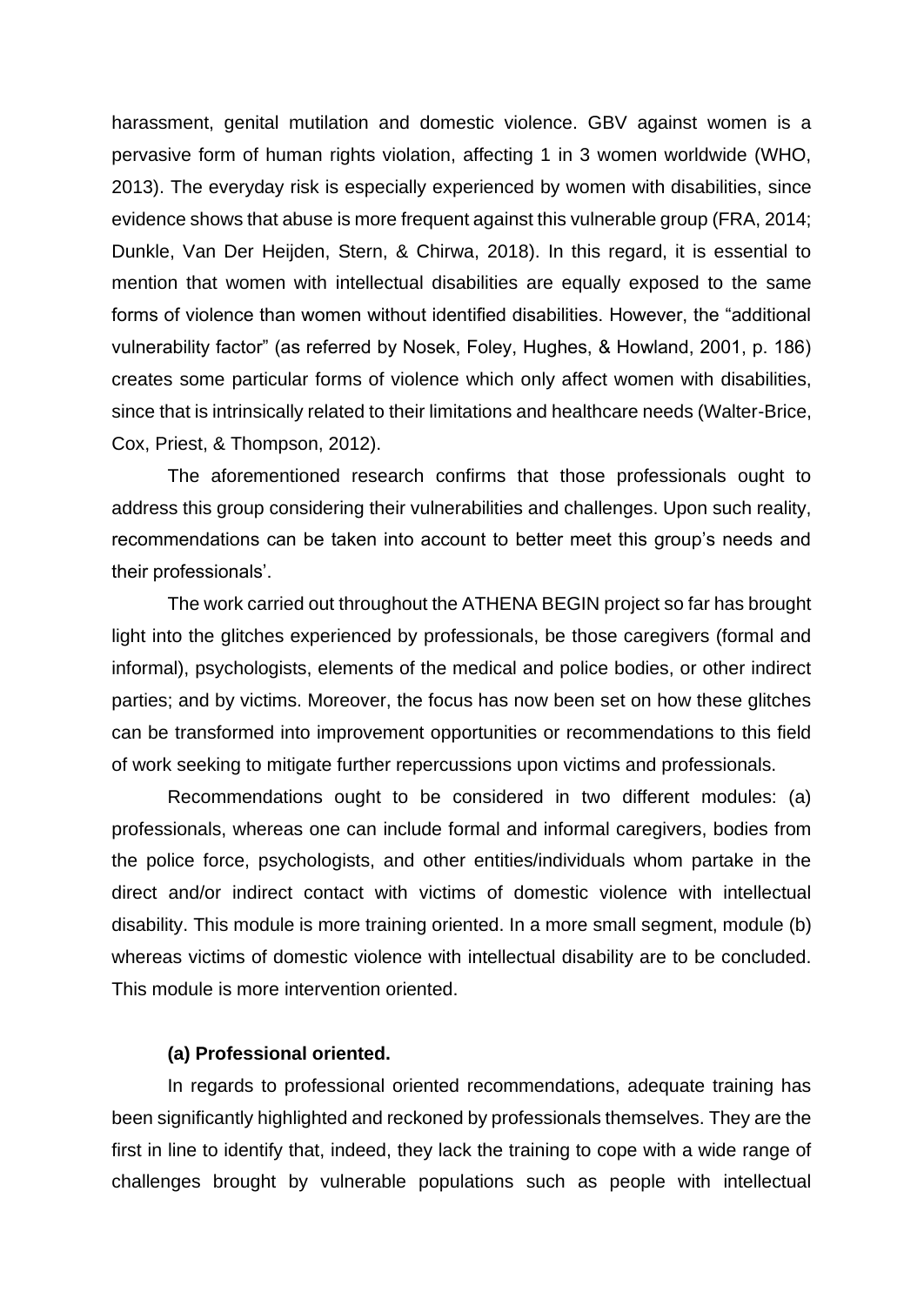harassment, genital mutilation and domestic violence. GBV against women is a pervasive form of human rights violation, affecting 1 in 3 women worldwide (WHO, 2013). The everyday risk is especially experienced by women with disabilities, since evidence shows that abuse is more frequent against this vulnerable group (FRA, 2014; Dunkle, Van Der Heijden, Stern, & Chirwa, 2018). In this regard, it is essential to mention that women with intellectual disabilities are equally exposed to the same forms of violence than women without identified disabilities. However, the "additional vulnerability factor" (as referred by Nosek, Foley, Hughes, & Howland, 2001, p. 186) creates some particular forms of violence which only affect women with disabilities, since that is intrinsically related to their limitations and healthcare needs (Walter-Brice, Cox, Priest, & Thompson, 2012).

The aforementioned research confirms that those professionals ought to address this group considering their vulnerabilities and challenges. Upon such reality, recommendations can be taken into account to better meet this group's needs and their professionals'.

The work carried out throughout the ATHENA BEGIN project so far has brought light into the glitches experienced by professionals, be those caregivers (formal and informal), psychologists, elements of the medical and police bodies, or other indirect parties; and by victims. Moreover, the focus has now been set on how these glitches can be transformed into improvement opportunities or recommendations to this field of work seeking to mitigate further repercussions upon victims and professionals.

Recommendations ought to be considered in two different modules: (a) professionals, whereas one can include formal and informal caregivers, bodies from the police force, psychologists, and other entities/individuals whom partake in the direct and/or indirect contact with victims of domestic violence with intellectual disability. This module is more training oriented. In a more small segment, module (b) whereas victims of domestic violence with intellectual disability are to be concluded. This module is more intervention oriented.

**(a) Professional oriented.**

In regards to professional oriented recommendations, adequate training has been significantly highlighted and reckoned by professionals themselves. They are the first in line to identify that, indeed, they lack the training to cope with a wide range of challenges brought by vulnerable populations such as people with intellectual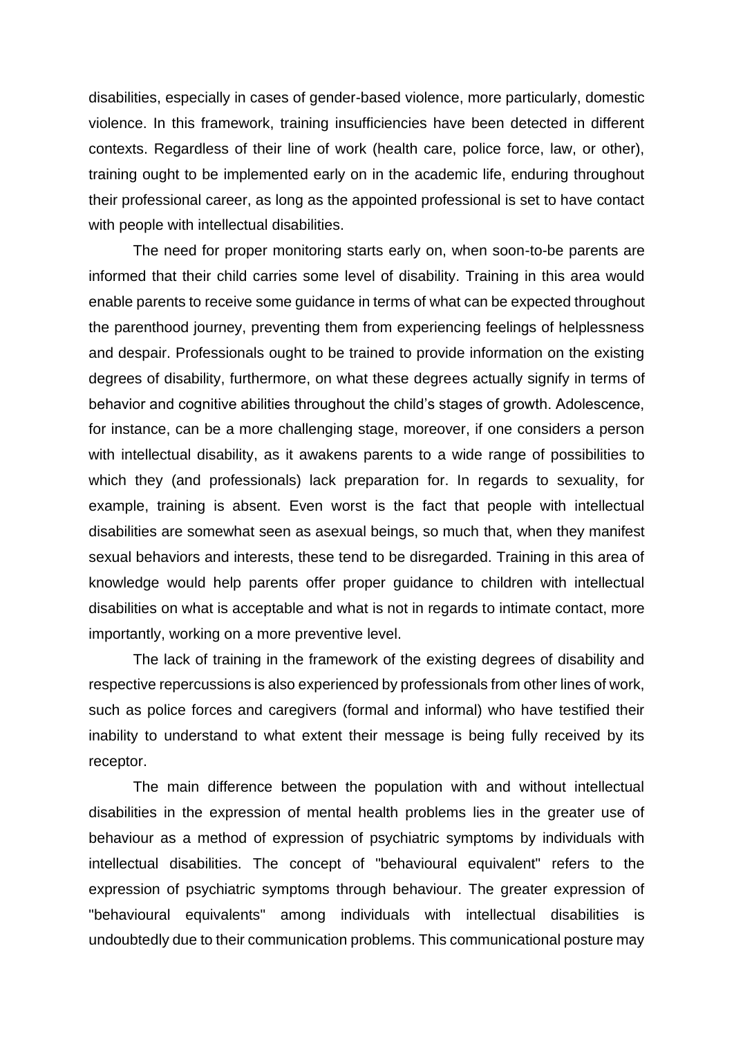disabilities, especially in cases of gender-based violence, more particularly, domestic violence. In this framework, training insufficiencies have been detected in different contexts. Regardless of their line of work (health care, police force, law, or other), training ought to be implemented early on in the academic life, enduring throughout their professional career, as long as the appointed professional is set to have contact with people with intellectual disabilities.

The need for proper monitoring starts early on, when soon-to-be parents are informed that their child carries some level of disability. Training in this area would enable parents to receive some guidance in terms of what can be expected throughout the parenthood journey, preventing them from experiencing feelings of helplessness and despair. Professionals ought to be trained to provide information on the existing degrees of disability, furthermore, on what these degrees actually signify in terms of behavior and cognitive abilities throughout the child's stages of growth. Adolescence, for instance, can be a more challenging stage, moreover, if one considers a person with intellectual disability, as it awakens parents to a wide range of possibilities to which they (and professionals) lack preparation for. In regards to sexuality, for example, training is absent. Even worst is the fact that people with intellectual disabilities are somewhat seen as asexual beings, so much that, when they manifest sexual behaviors and interests, these tend to be disregarded. Training in this area of knowledge would help parents offer proper guidance to children with intellectual disabilities on what is acceptable and what is not in regards to intimate contact, more importantly, working on a more preventive level.

The lack of training in the framework of the existing degrees of disability and respective repercussions is also experienced by professionals from other lines of work, such as police forces and caregivers (formal and informal) who have testified their inability to understand to what extent their message is being fully received by its receptor.

The main difference between the population with and without intellectual disabilities in the expression of mental health problems lies in the greater use of behaviour as a method of expression of psychiatric symptoms by individuals with intellectual disabilities. The concept of "behavioural equivalent" refers to the expression of psychiatric symptoms through behaviour. The greater expression of "behavioural equivalents" among individuals with intellectual disabilities is undoubtedly due to their communication problems. This communicational posture may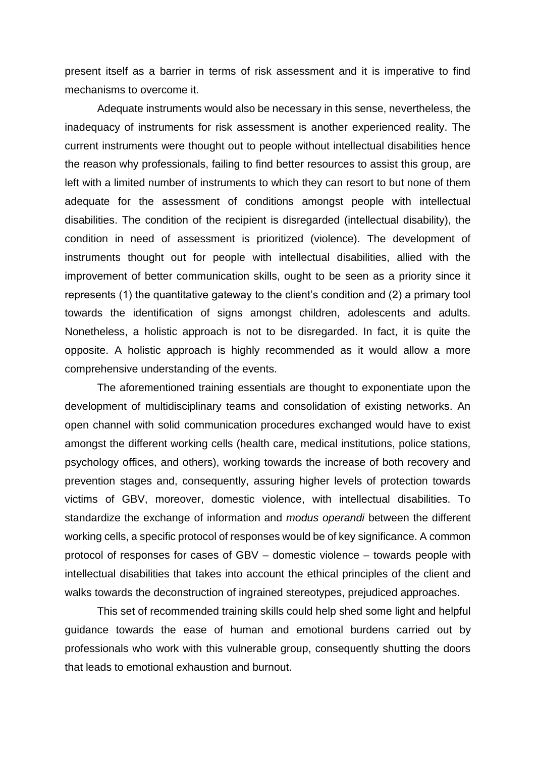present itself as a barrier in terms of risk assessment and it is imperative to find mechanisms to overcome it.

Adequate instruments would also be necessary in this sense, nevertheless, the inadequacy of instruments for risk assessment is another experienced reality. The current instruments were thought out to people without intellectual disabilities hence the reason why professionals, failing to find better resources to assist this group, are left with a limited number of instruments to which they can resort to but none of them adequate for the assessment of conditions amongst people with intellectual disabilities. The condition of the recipient is disregarded (intellectual disability), the condition in need of assessment is prioritized (violence). The development of instruments thought out for people with intellectual disabilities, allied with the improvement of better communication skills, ought to be seen as a priority since it represents (1) the quantitative gateway to the client's condition and (2) a primary tool towards the identification of signs amongst children, adolescents and adults. Nonetheless, a holistic approach is not to be disregarded. In fact, it is quite the opposite. A holistic approach is highly recommended as it would allow a more comprehensive understanding of the events.

The aforementioned training essentials are thought to exponentiate upon the development of multidisciplinary teams and consolidation of existing networks. An open channel with solid communication procedures exchanged would have to exist amongst the different working cells (health care, medical institutions, police stations, psychology offices, and others), working towards the increase of both recovery and prevention stages and, consequently, assuring higher levels of protection towards victims of GBV, moreover, domestic violence, with intellectual disabilities. To standardize the exchange of information and *modus operandi* between the different working cells, a specific protocol of responses would be of key significance. A common protocol of responses for cases of GBV – domestic violence – towards people with intellectual disabilities that takes into account the ethical principles of the client and walks towards the deconstruction of ingrained stereotypes, prejudiced approaches.

This set of recommended training skills could help shed some light and helpful guidance towards the ease of human and emotional burdens carried out by professionals who work with this vulnerable group, consequently shutting the doors that leads to emotional exhaustion and burnout.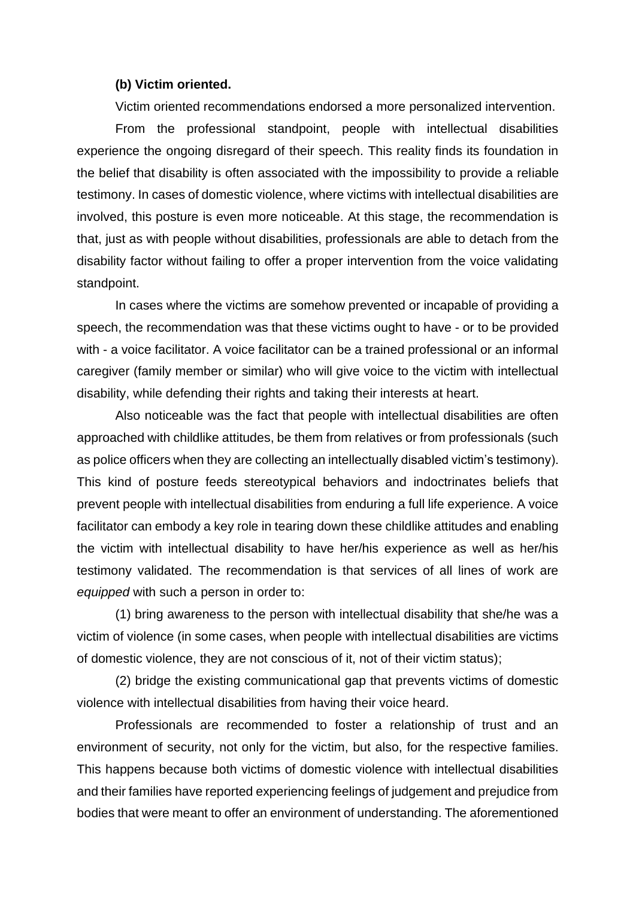**(b) Victim oriented.**

Victim oriented recommendations endorsed a more personalized intervention.

From the professional standpoint, people with intellectual disabilities experience the ongoing disregard of their speech. This reality finds its foundation in the belief that disability is often associated with the impossibility to provide a reliable testimony. In cases of domestic violence, where victims with intellectual disabilities are involved, this posture is even more noticeable. At this stage, the recommendation is that, just as with people without disabilities, professionals are able to detach from the disability factor without failing to offer a proper intervention from the voice validating standpoint.

In cases where the victims are somehow prevented or incapable of providing a speech, the recommendation was that these victims ought to have - or to be provided with - a voice facilitator. A voice facilitator can be a trained professional or an informal caregiver (family member or similar) who will give voice to the victim with intellectual disability, while defending their rights and taking their interests at heart.

Also noticeable was the fact that people with intellectual disabilities are often approached with childlike attitudes, be them from relatives or from professionals (such as police officers when they are collecting an intellectually disabled victim's testimony). This kind of posture feeds stereotypical behaviors and indoctrinates beliefs that prevent people with intellectual disabilities from enduring a full life experience. A voice facilitator can embody a key role in tearing down these childlike attitudes and enabling the victim with intellectual disability to have her/his experience as well as her/his testimony validated. The recommendation is that services of all lines of work are *equipped* with such a person in order to:

(1) bring awareness to the person with intellectual disability that she/he was a victim of violence (in some cases, when people with intellectual disabilities are victims of domestic violence, they are not conscious of it, not of their victim status);

(2) bridge the existing communicational gap that prevents victims of domestic violence with intellectual disabilities from having their voice heard.

Professionals are recommended to foster a relationship of trust and an environment of security, not only for the victim, but also, for the respective families. This happens because both victims of domestic violence with intellectual disabilities and their families have reported experiencing feelings of judgement and prejudice from bodies that were meant to offer an environment of understanding. The aforementioned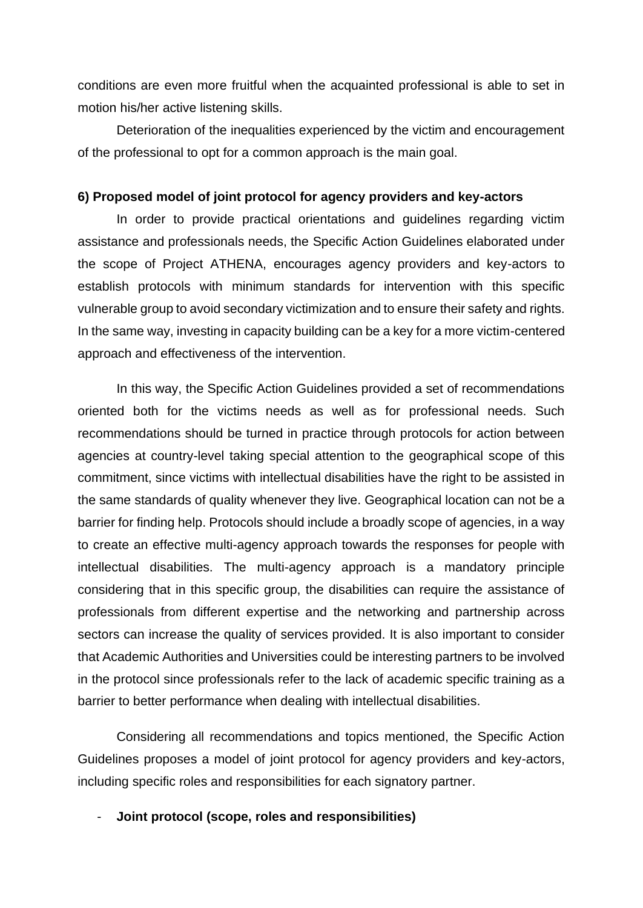conditions are even more fruitful when the acquainted professional is able to set in motion his/her active listening skills.

Deterioration of the inequalities experienced by the victim and encouragement of the professional to opt for a common approach is the main goal.

**6) Proposed model of joint protocol for agency providers and key-actors**

In order to provide practical orientations and guidelines regarding victim assistance and professionals needs, the Specific Action Guidelines elaborated under the scope of Project ATHENA, encourages agency providers and key-actors to establish protocols with minimum standards for intervention with this specific vulnerable group to avoid secondary victimization and to ensure their safety and rights. In the same way, investing in capacity building can be a key for a more victim-centered approach and effectiveness of the intervention.

In this way, the Specific Action Guidelines provided a set of recommendations oriented both for the victims needs as well as for professional needs. Such recommendations should be turned in practice through protocols for action between agencies at country-level taking special attention to the geographical scope of this commitment, since victims with intellectual disabilities have the right to be assisted in the same standards of quality whenever they live. Geographical location can not be a barrier for finding help. Protocols should include a broadly scope of agencies, in a way to create an effective multi-agency approach towards the responses for people with intellectual disabilities. The multi-agency approach is a mandatory principle considering that in this specific group, the disabilities can require the assistance of professionals from different expertise and the networking and partnership across sectors can increase the quality of services provided. It is also important to consider that Academic Authorities and Universities could be interesting partners to be involved in the protocol since professionals refer to the lack of academic specific training as a barrier to better performance when dealing with intellectual disabilities.

Considering all recommendations and topics mentioned, the Specific Action Guidelines proposes a model of joint protocol for agency providers and key-actors, including specific roles and responsibilities for each signatory partner.

- **Joint protocol (scope, roles and responsibilities)**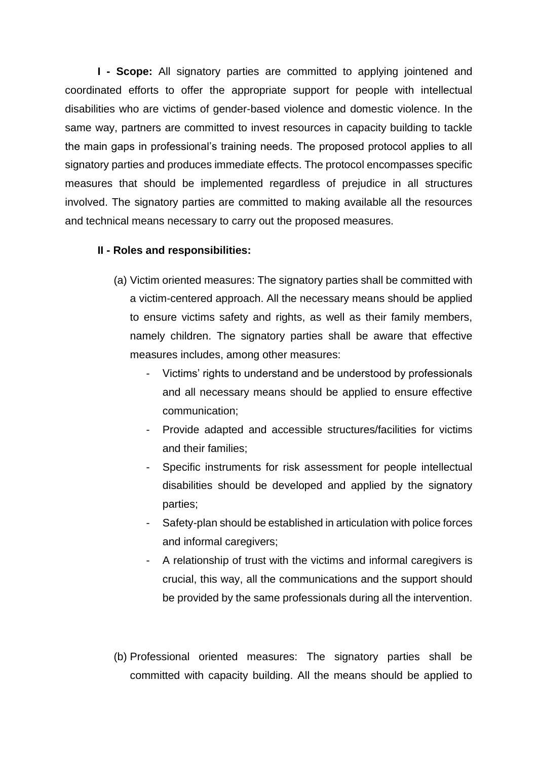**I - Scope:** All signatory parties are committed to applying jointened and coordinated efforts to offer the appropriate support for people with intellectual disabilities who are victims of gender-based violence and domestic violence. In the same way, partners are committed to invest resources in capacity building to tackle the main gaps in professional's training needs. The proposed protocol applies to all signatory parties and produces immediate effects. The protocol encompasses specific measures that should be implemented regardless of prejudice in all structures involved. The signatory parties are committed to making available all the resources and technical means necessary to carry out the proposed measures.

**II - Roles and responsibilities:**

(a) Victim oriented measures: The signatory parties shall be committed with a victim-centered approach. All the necessary means should be applied to ensure victims safety and rights, as well as their family members, namely children. The signatory parties shall be aware that effective measures includes, among other measures:

- Victims' rights to understand and be understood by professionals and all necessary means should be applied to ensure effective communication;
- Provide adapted and accessible structures/facilities for victims and their families;
- Specific instruments for risk assessment for people intellectual disabilities should be developed and applied by the signatory parties;
- Safety-plan should be established in articulation with police forces and informal caregivers;
- A relationship of trust with the victims and informal caregivers is crucial, this way, all the communications and the support should be provided by the same professionals during all the intervention.

(b) Professional oriented measures: The signatory parties shall be committed with capacity building. All the means should be applied to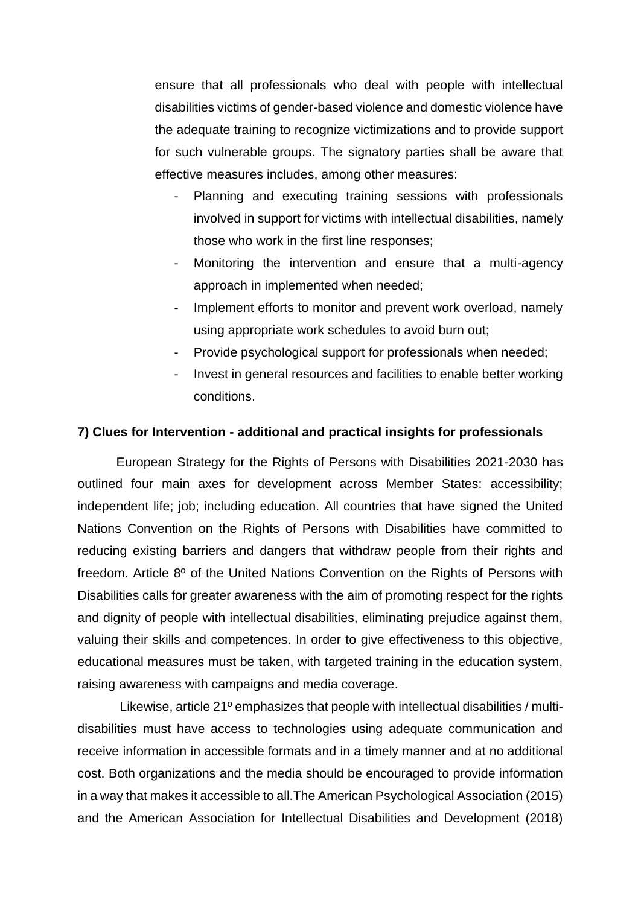ensure that all professionals who deal with people with intellectual disabilities victims of gender-based violence and domestic violence have the adequate training to recognize victimizations and to provide support for such vulnerable groups. The signatory parties shall be aware that effective measures includes, among other measures:

- Planning and executing training sessions with professionals involved in support for victims with intellectual disabilities, namely those who work in the first line responses;
- Monitoring the intervention and ensure that a multi-agency approach in implemented when needed;
- Implement efforts to monitor and prevent work overload, namely using appropriate work schedules to avoid burn out;
- Provide psychological support for professionals when needed;
- Invest in general resources and facilities to enable better working conditions.

**7) Clues for Intervention - additional and practical insights for professionals**

European Strategy for the Rights of Persons with Disabilities 2021-2030 has outlined four main axes for development across Member States: accessibility; independent life; job; including education. All countries that have signed the United Nations Convention on the Rights of Persons with Disabilities have committed to reducing existing barriers and dangers that withdraw people from their rights and freedom. Article 8º of the United Nations Convention on the Rights of Persons with Disabilities calls for greater awareness with the aim of promoting respect for the rights and dignity of people with intellectual disabilities, eliminating prejudice against them, valuing their skills and competences. In order to give effectiveness to this objective, educational measures must be taken, with targeted training in the education system, raising awareness with campaigns and media coverage.

Likewise, article 21º emphasizes that people with intellectual disabilities / multi-disabilities must have access to technologies using adequate communication and receive information in accessible formats and in a timely manner and at no additional cost. Both organizations and the media should be encouraged to provide information in a way that makes it accessible to all.The American Psychological Association (2015) and the American Association for Intellectual Disabilities and Development (2018)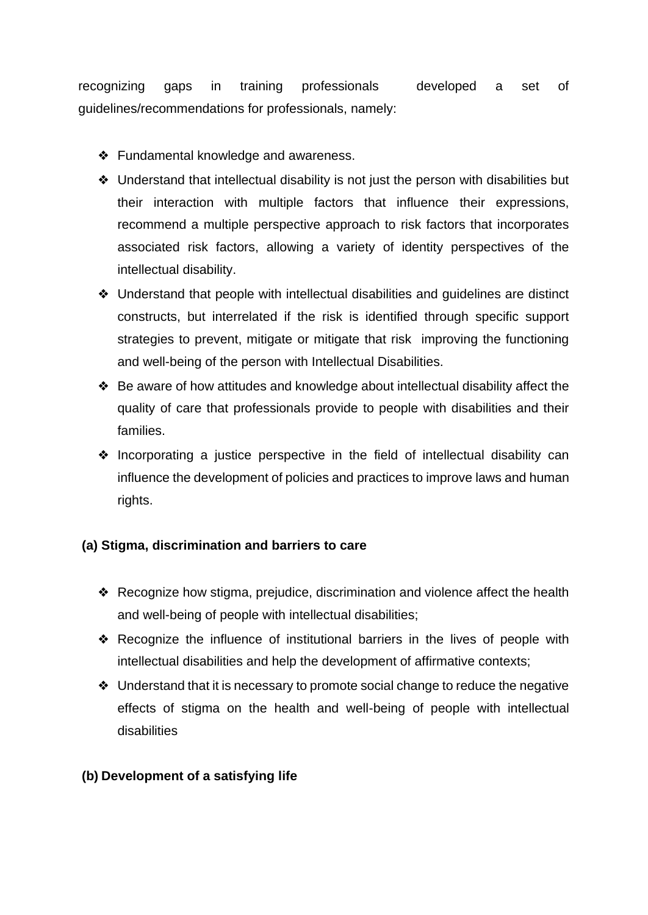recognizing gaps in training professionals developed a set of guidelines/recommendations for professionals, namely:

- Fundamental knowledge and awareness.
- Understand that intellectual disability is not just the person with disabilities but their interaction with multiple factors that influence their expressions, recommend a multiple perspective approach to risk factors that incorporates associated risk factors, allowing a variety of identity perspectives of the intellectual disability.
- Understand that people with intellectual disabilities and guidelines are distinct constructs, but interrelated if the risk is identified through specific support strategies to prevent, mitigate or mitigate that risk improving the functioning and well-being of the person with Intellectual Disabilities.
- Be aware of how attitudes and knowledge about intellectual disability affect the quality of care that professionals provide to people with disabilities and their families.
- Incorporating a justice perspective in the field of intellectual disability can influence the development of policies and practices to improve laws and human rights.

**(a) Stigma, discrimination and barriers to care**

- Recognize how stigma, prejudice, discrimination and violence affect the health and well-being of people with intellectual disabilities;
- Recognize the influence of institutional barriers in the lives of people with intellectual disabilities and help the development of affirmative contexts;
- Understand that it is necessary to promote social change to reduce the negative effects of stigma on the health and well-being of people with intellectual disabilities

**(b) Development of a satisfying life**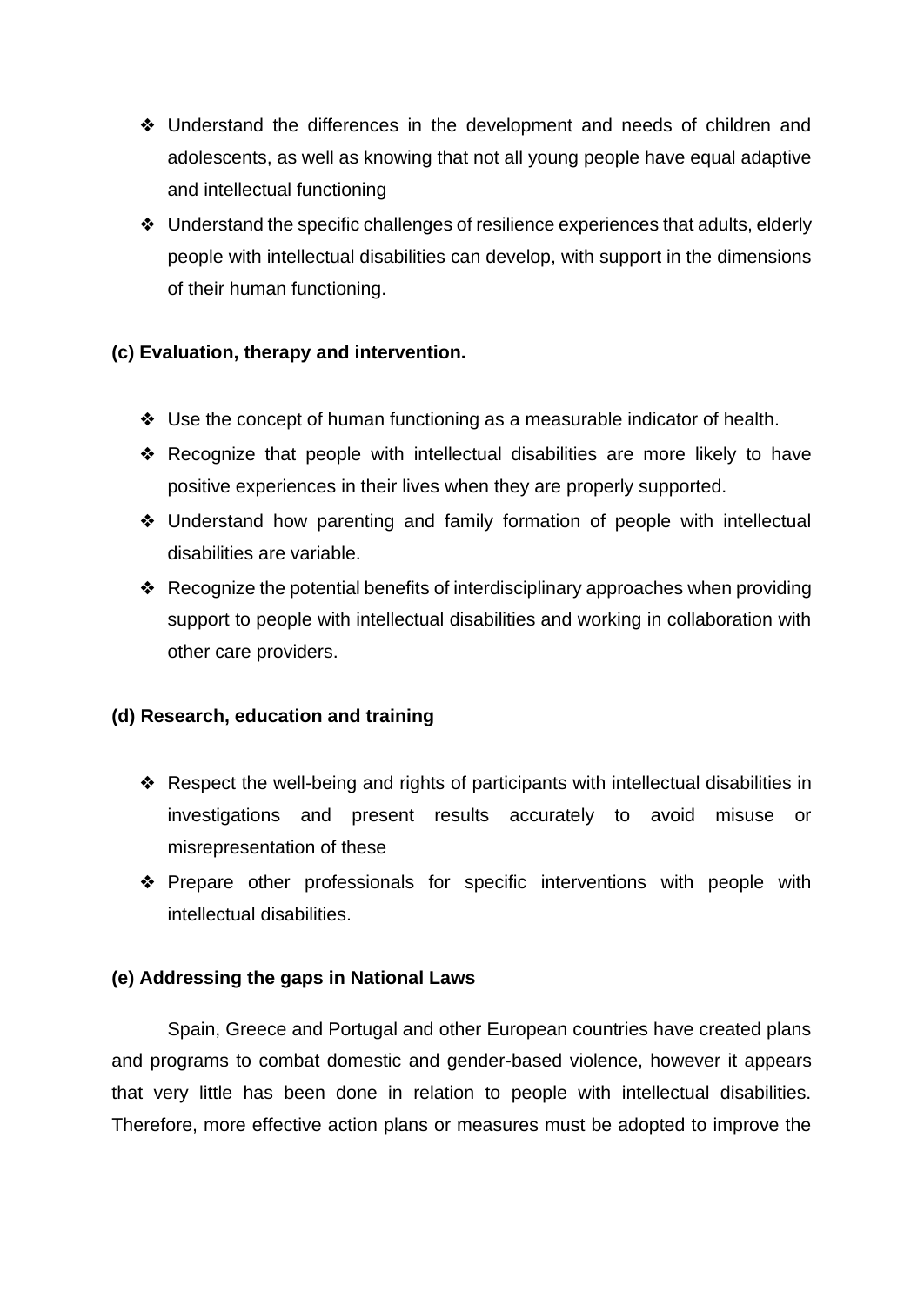- Understand the differences in the development and needs of children and adolescents, as well as knowing that not all young people have equal adaptive and intellectual functioning
- Understand the specific challenges of resilience experiences that adults, elderly people with intellectual disabilities can develop, with support in the dimensions of their human functioning.

**(c) Evaluation, therapy and intervention.**

- Use the concept of human functioning as a measurable indicator of health.
- Recognize that people with intellectual disabilities are more likely to have positive experiences in their lives when they are properly supported.
- Understand how parenting and family formation of people with intellectual disabilities are variable.
- Recognize the potential benefits of interdisciplinary approaches when providing support to people with intellectual disabilities and working in collaboration with other care providers.

**(d) Research, education and training**

- Respect the well-being and rights of participants with intellectual disabilities in investigations and present results accurately to avoid misuse or misrepresentation of these
- Prepare other professionals for specific interventions with people with intellectual disabilities.

**(e) Addressing the gaps in National Laws**

Spain, Greece and Portugal and other European countries have created plans and programs to combat domestic and gender-based violence, however it appears that very little has been done in relation to people with intellectual disabilities. Therefore, more effective action plans or measures must be adopted to improve the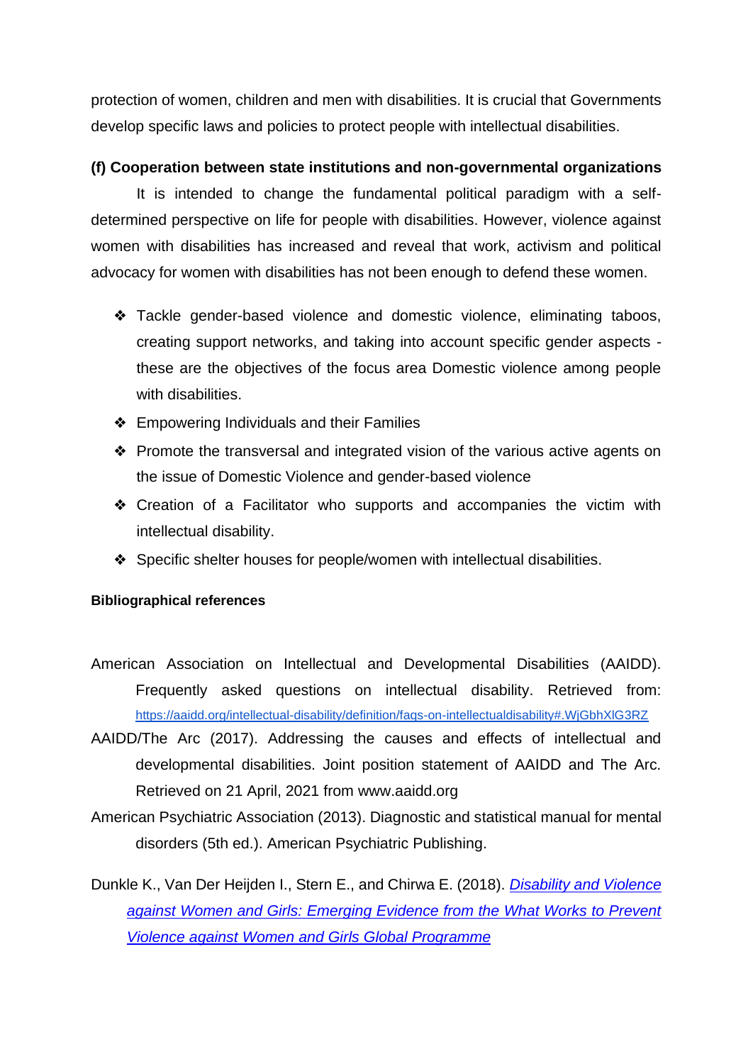protection of women, children and men with disabilities. It is crucial that Governments develop specific laws and policies to protect people with intellectual disabilities.

### (f) Cooperation between state institutions and non-governmental organizations

It is intended to change the fundamental political paradigm with a self-determined perspective on life for people with disabilities. However, violence against women with disabilities has increased and reveal that work, activism and political advocacy for women with disabilities has not been enough to defend these women.

- Tackle gender-based violence and domestic violence, eliminating taboos, creating support networks, and taking into account specific gender aspects - these are the objectives of the focus area Domestic violence among people with disabilities.
- Empowering Individuals and their Families
- Promote the transversal and integrated vision of the various active agents on the issue of Domestic Violence and gender-based violence
- Creation of a Facilitator who supports and accompanies the victim with intellectual disability.
- Specific shelter houses for people/women with intellectual disabilities.

**Bibliographical references**

American Association on Intellectual and Developmental Disabilities (AAIDD). Frequently asked questions on intellectual disability. Retrieved from: https://aaidd.org/intellectual-disability/definition/faqs-on-intellectualdisability#.WjGbhXlG3RZ

AAIDD/The Arc (2017). Addressing the causes and effects of intellectual and developmental disabilities. Joint position statement of AAIDD and The Arc. Retrieved on 21 April, 2021 from www.aaidd.org

American Psychiatric Association (2013). Diagnostic and statistical manual for mental disorders (5th ed.). American Psychiatric Publishing.

Dunkle K., Van Der Heijden I., Stern E., and Chirwa E. (2018). *Disability and Violence against Women and Girls: Emerging Evidence from the What Works to Prevent Violence against Women and Girls Global Programme*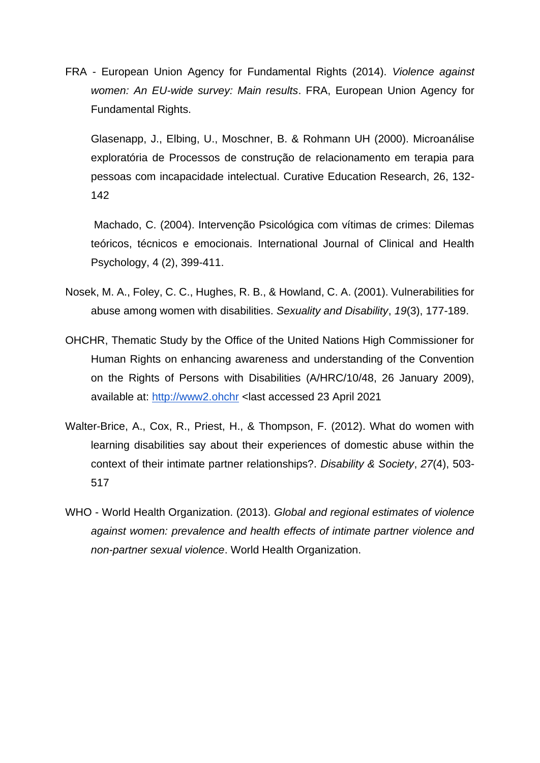FRA - European Union Agency for Fundamental Rights (2014). *Violence against women: An EU-wide survey: Main results*. FRA, European Union Agency for Fundamental Rights.

Glasenapp, J., Elbing, U., Moschner, B. & Rohmann UH (2000). Microanálise exploratória de Processos de construção de relacionamento em terapia para pessoas com incapacidade intelectual. Curative Education Research, 26, 132-142

Machado, C. (2004). Intervenção Psicológica com vítimas de crimes: Dilemas teóricos, técnicos e emocionais. International Journal of Clinical and Health Psychology, 4 (2), 399-411.

Nosek, M. A., Foley, C. C., Hughes, R. B., & Howland, C. A. (2001). Vulnerabilities for abuse among women with disabilities. *Sexuality and Disability*, *19*(3), 177-189.

OHCHR, Thematic Study by the Office of the United Nations High Commissioner for Human Rights on enhancing awareness and understanding of the Convention on the Rights of Persons with Disabilities (A/HRC/10/48, 26 January 2009), available at: [http://www2.ohchr](http://www2.ohchr) <last accessed 23 April 2021

Walter-Brice, A., Cox, R., Priest, H., & Thompson, F. (2012). What do women with learning disabilities say about their experiences of domestic abuse within the context of their intimate partner relationships?. *Disability & Society*, *27*(4), 503-517

WHO - World Health Organization. (2013). *Global and regional estimates of violence against women: prevalence and health effects of intimate partner violence and non-partner sexual violence*. World Health Organization.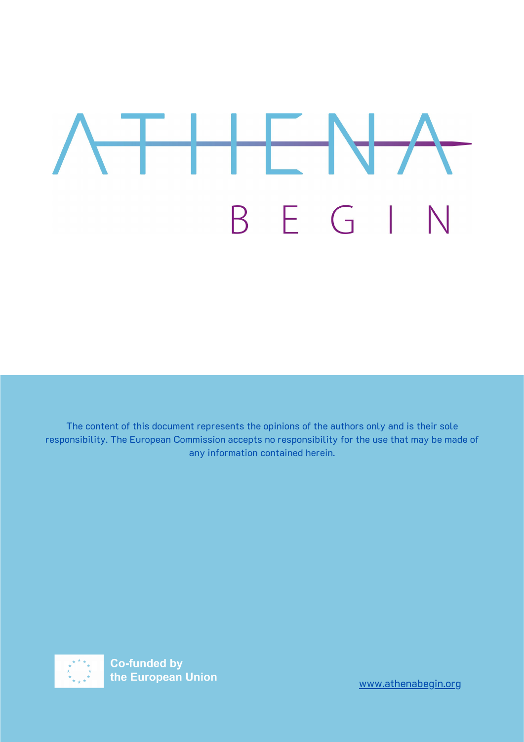ATHENA

BEGIN

The content of this document represents the opinions of the authors only and is their sole responsibility. The European Commission accepts no responsibility for the use that may be made of any information contained herein.

Co-funded by the European Union

www.athenabegin.org